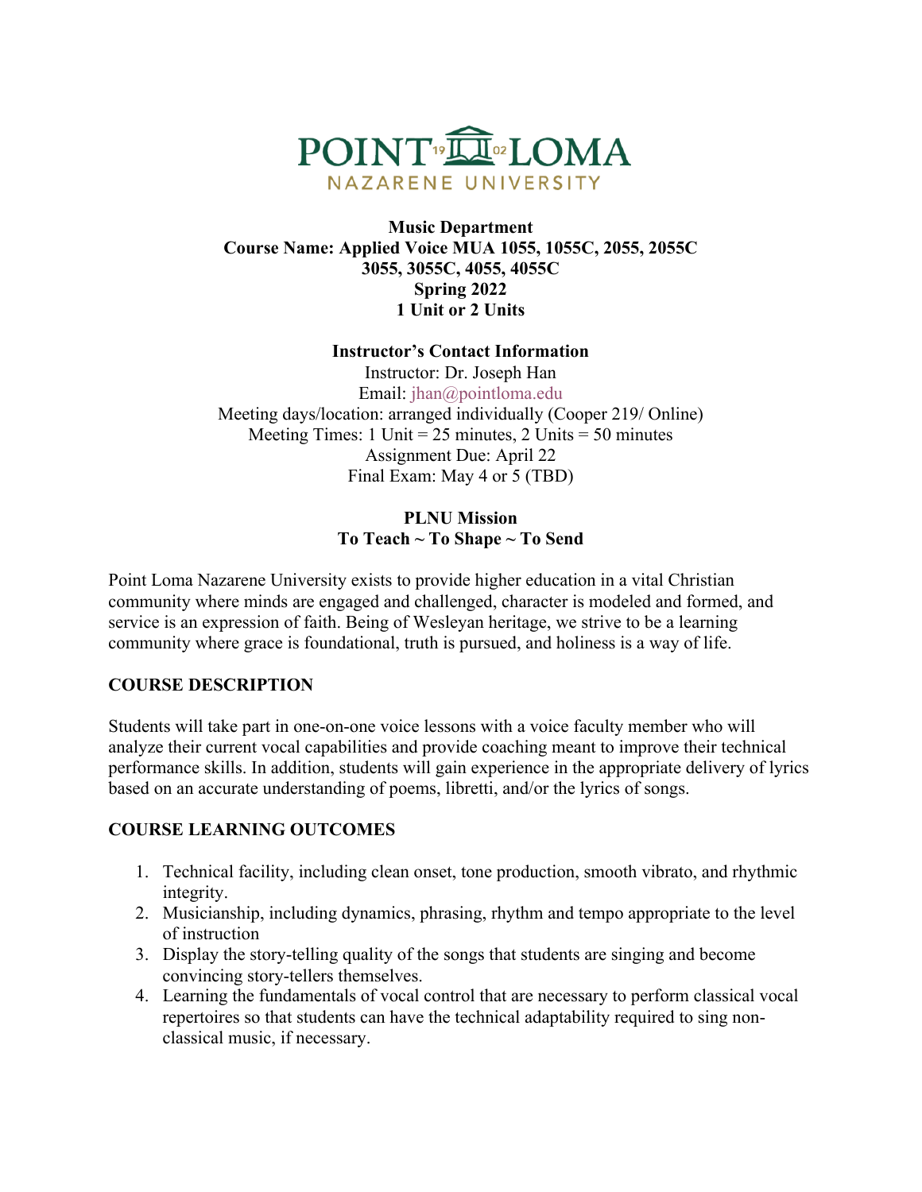POINT LOMA
NAZARENE UNIVERSITY

**Music Department**
**Course Name: Applied Voice MUA 1055, 1055C, 2055, 2055C 3055, 3055C, 4055, 4055C**
**Spring 2022**
**1 Unit or 2 Units**

**Instructor's Contact Information**

Instructor: Dr. Joseph Han
Email: jhan@pointloma.edu
Meeting days/location: arranged individually (Cooper 219/ Online)
Meeting Times: 1 Unit = 25 minutes, 2 Units = 50 minutes
Assignment Due: April 22
Final Exam: May 4 or 5 (TBD)

**PLNU Mission**
**To Teach ~ To Shape ~ To Send**

Point Loma Nazarene University exists to provide higher education in a vital Christian community where minds are engaged and challenged, character is modeled and formed, and service is an expression of faith. Being of Wesleyan heritage, we strive to be a learning community where grace is foundational, truth is pursued, and holiness is a way of life.

## COURSE DESCRIPTION

Students will take part in one-on-one voice lessons with a voice faculty member who will analyze their current vocal capabilities and provide coaching meant to improve their technical performance skills. In addition, students will gain experience in the appropriate delivery of lyrics based on an accurate understanding of poems, libretti, and/or the lyrics of songs.

## COURSE LEARNING OUTCOMES

1. Technical facility, including clean onset, tone production, smooth vibrato, and rhythmic integrity.
2. Musicianship, including dynamics, phrasing, rhythm and tempo appropriate to the level of instruction
3. Display the story-telling quality of the songs that students are singing and become convincing story-tellers themselves.
4. Learning the fundamentals of vocal control that are necessary to perform classical vocal repertoires so that students can have the technical adaptability required to sing non-classical music, if necessary.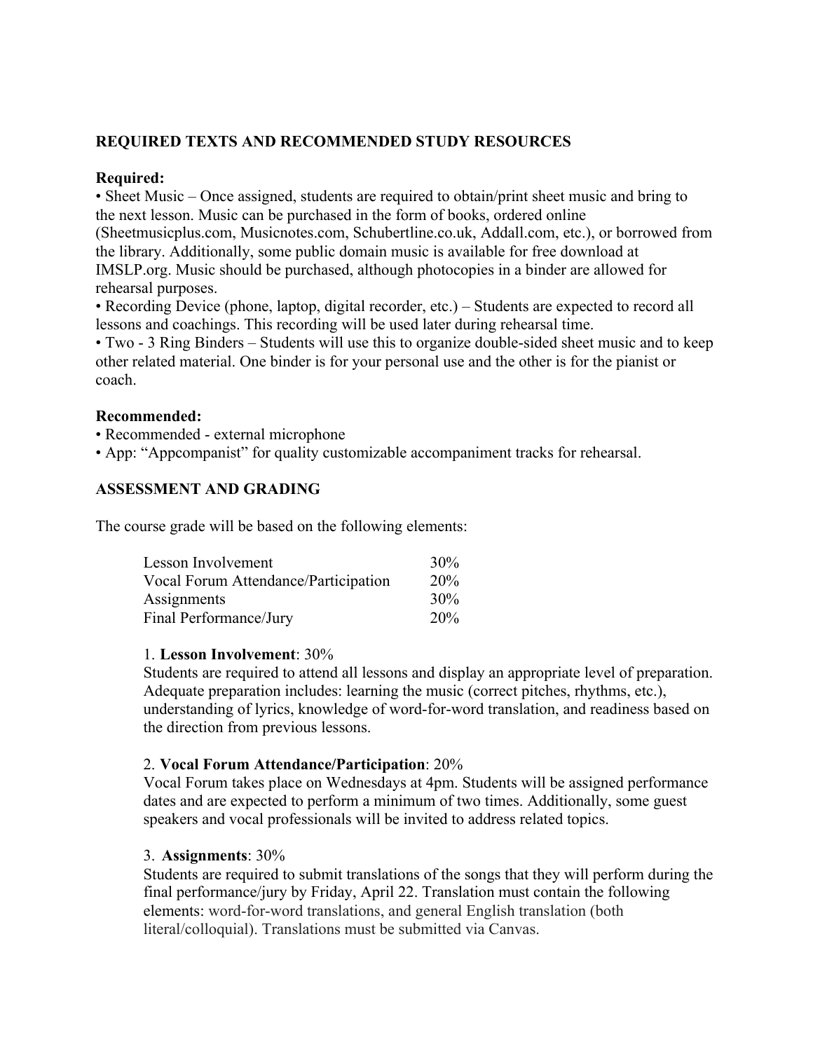## REQUIRED TEXTS AND RECOMMENDED STUDY RESOURCES

**Required:**

- Sheet Music – Once assigned, students are required to obtain/print sheet music and bring to the next lesson. Music can be purchased in the form of books, ordered online (Sheetmusicplus.com, Musicnotes.com, Schubertline.co.uk, Addall.com, etc.), or borrowed from the library. Additionally, some public domain music is available for free download at IMSLP.org. Music should be purchased, although photocopies in a binder are allowed for rehearsal purposes.
- Recording Device (phone, laptop, digital recorder, etc.) – Students are expected to record all lessons and coachings. This recording will be used later during rehearsal time.
- Two - 3 Ring Binders – Students will use this to organize double-sided sheet music and to keep other related material. One binder is for your personal use and the other is for the pianist or coach.

**Recommended:**

- Recommended - external microphone
- App: "Appcompanist" for quality customizable accompaniment tracks for rehearsal.

## ASSESSMENT AND GRADING

The course grade will be based on the following elements:

| Element | Weight |
|---|---|
| Lesson Involvement | 30% |
| Vocal Forum Attendance/Participation | 20% |
| Assignments | 30% |
| Final Performance/Jury | 20% |

1. **Lesson Involvement**: 30%
Students are required to attend all lessons and display an appropriate level of preparation. Adequate preparation includes: learning the music (correct pitches, rhythms, etc.), understanding of lyrics, knowledge of word-for-word translation, and readiness based on the direction from previous lessons.

2. **Vocal Forum Attendance/Participation**: 20%
Vocal Forum takes place on Wednesdays at 4pm. Students will be assigned performance dates and are expected to perform a minimum of two times. Additionally, some guest speakers and vocal professionals will be invited to address related topics.

3. **Assignments**: 30%
Students are required to submit translations of the songs that they will perform during the final performance/jury by Friday, April 22. Translation must contain the following elements: word-for-word translations, and general English translation (both literal/colloquial). Translations must be submitted via Canvas.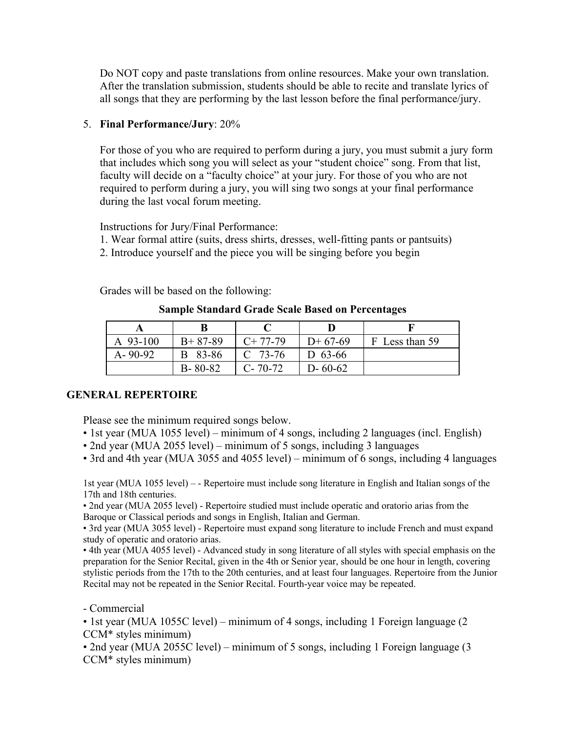Do NOT copy and paste translations from online resources. Make your own translation. After the translation submission, students should be able to recite and translate lyrics of all songs that they are performing by the last lesson before the final performance/jury.

5. **Final Performance/Jury**: 20%

   For those of you who are required to perform during a jury, you must submit a jury form that includes which song you will select as your "student choice" song. From that list, faculty will decide on a "faculty choice" at your jury. For those of you who are not required to perform during a jury, you will sing two songs at your final performance during the last vocal forum meeting.

   Instructions for Jury/Final Performance:
   1. Wear formal attire (suits, dress shirts, dresses, well-fitting pants or pantsuits)
   2. Introduce yourself and the piece you will be singing before you begin

   Grades will be based on the following:

**Sample Standard Grade Scale Based on Percentages**

| A | B | C | D | F |
|---|---|---|---|---|
| A 93-100 | B+ 87-89 | C+ 77-79 | D+ 67-69 | F Less than 59 |
| A- 90-92 | B 83-86 | C 73-76 | D 63-66 | |
| | B- 80-82 | C- 70-72 | D- 60-62 | |

**GENERAL REPERTOIRE**

Please see the minimum required songs below.
• 1st year (MUA 1055 level) – minimum of 4 songs, including 2 languages (incl. English)
• 2nd year (MUA 2055 level) – minimum of 5 songs, including 3 languages
• 3rd and 4th year (MUA 3055 and 4055 level) – minimum of 6 songs, including 4 languages

1st year (MUA 1055 level) – - Repertoire must include song literature in English and Italian songs of the 17th and 18th centuries.
• 2nd year (MUA 2055 level) - Repertoire studied must include operatic and oratorio arias from the Baroque or Classical periods and songs in English, Italian and German.
• 3rd year (MUA 3055 level) - Repertoire must expand song literature to include French and must expand study of operatic and oratorio arias.
• 4th year (MUA 4055 level) - Advanced study in song literature of all styles with special emphasis on the preparation for the Senior Recital, given in the 4th or Senior year, should be one hour in length, covering stylistic periods from the 17th to the 20th centuries, and at least four languages. Repertoire from the Junior Recital may not be repeated in the Senior Recital. Fourth-year voice may be repeated.

- Commercial
• 1st year (MUA 1055C level) – minimum of 4 songs, including 1 Foreign language (2 CCM* styles minimum)
• 2nd year (MUA 2055C level) – minimum of 5 songs, including 1 Foreign language (3 CCM* styles minimum)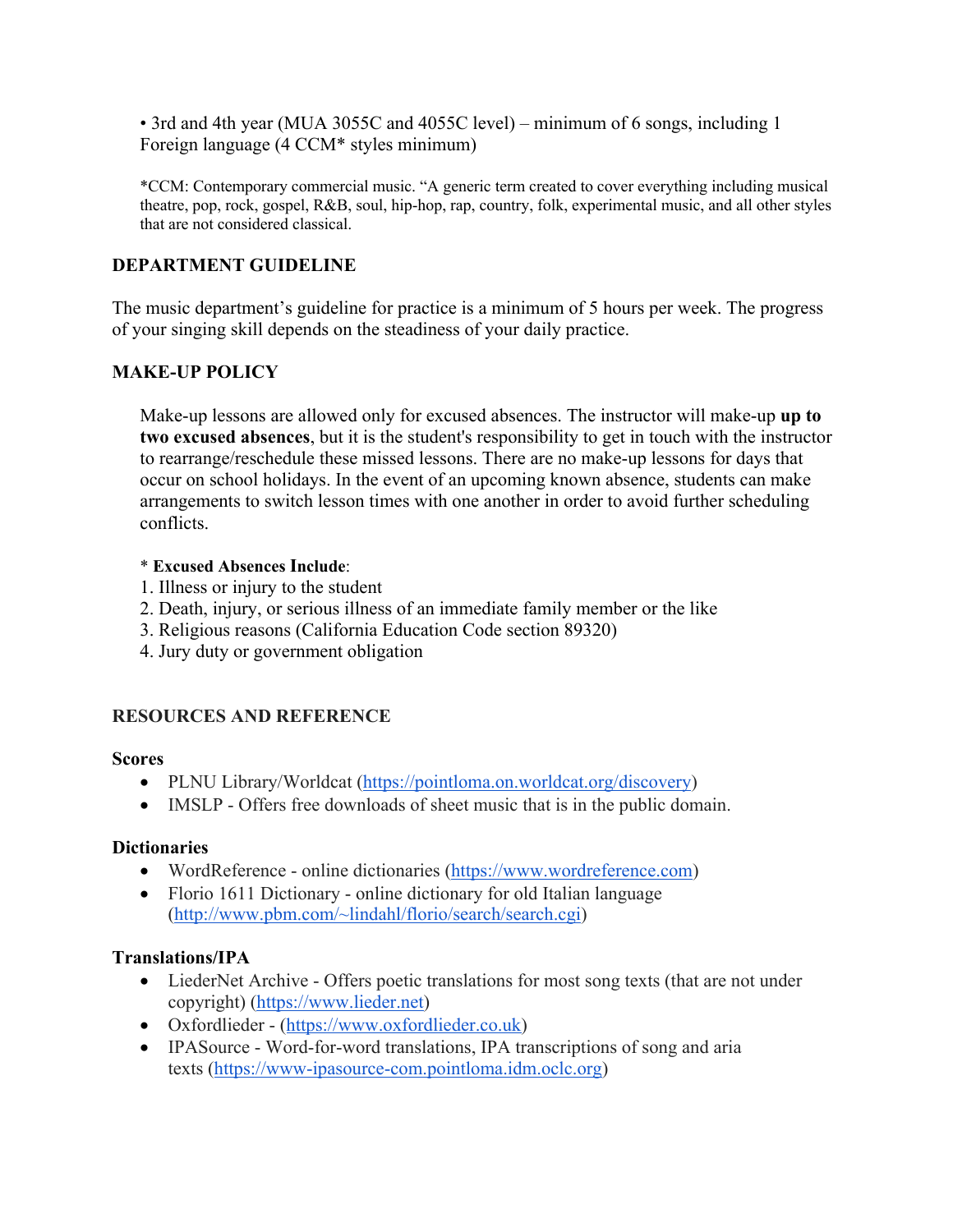• 3rd and 4th year (MUA 3055C and 4055C level) – minimum of 6 songs, including 1 Foreign language (4 CCM* styles minimum)

*CCM: Contemporary commercial music. "A generic term created to cover everything including musical theatre, pop, rock, gospel, R&B, soul, hip-hop, rap, country, folk, experimental music, and all other styles that are not considered classical.

### DEPARTMENT GUIDELINE

The music department's guideline for practice is a minimum of 5 hours per week. The progress of your singing skill depends on the steadiness of your daily practice.

### MAKE-UP POLICY

Make-up lessons are allowed only for excused absences. The instructor will make-up **up to two excused absences**, but it is the student's responsibility to get in touch with the instructor to rearrange/reschedule these missed lessons. There are no make-up lessons for days that occur on school holidays. In the event of an upcoming known absence, students can make arrangements to switch lesson times with one another in order to avoid further scheduling conflicts.

* **Excused Absences Include**:
1. Illness or injury to the student
2. Death, injury, or serious illness of an immediate family member or the like
3. Religious reasons (California Education Code section 89320)
4. Jury duty or government obligation

### RESOURCES AND REFERENCE

**Scores**

- PLNU Library/Worldcat (https://pointloma.on.worldcat.org/discovery)
- IMSLP - Offers free downloads of sheet music that is in the public domain.

**Dictionaries**

- WordReference - online dictionaries (https://www.wordreference.com)
- Florio 1611 Dictionary - online dictionary for old Italian language (http://www.pbm.com/~lindahl/florio/search/search.cgi)

**Translations/IPA**

- LiederNet Archive - Offers poetic translations for most song texts (that are not under copyright) (https://www.lieder.net)
- Oxfordlieder - (https://www.oxfordlieder.co.uk)
- IPASource - Word-for-word translations, IPA transcriptions of song and aria texts (https://www-ipasource-com.pointloma.idm.oclc.org)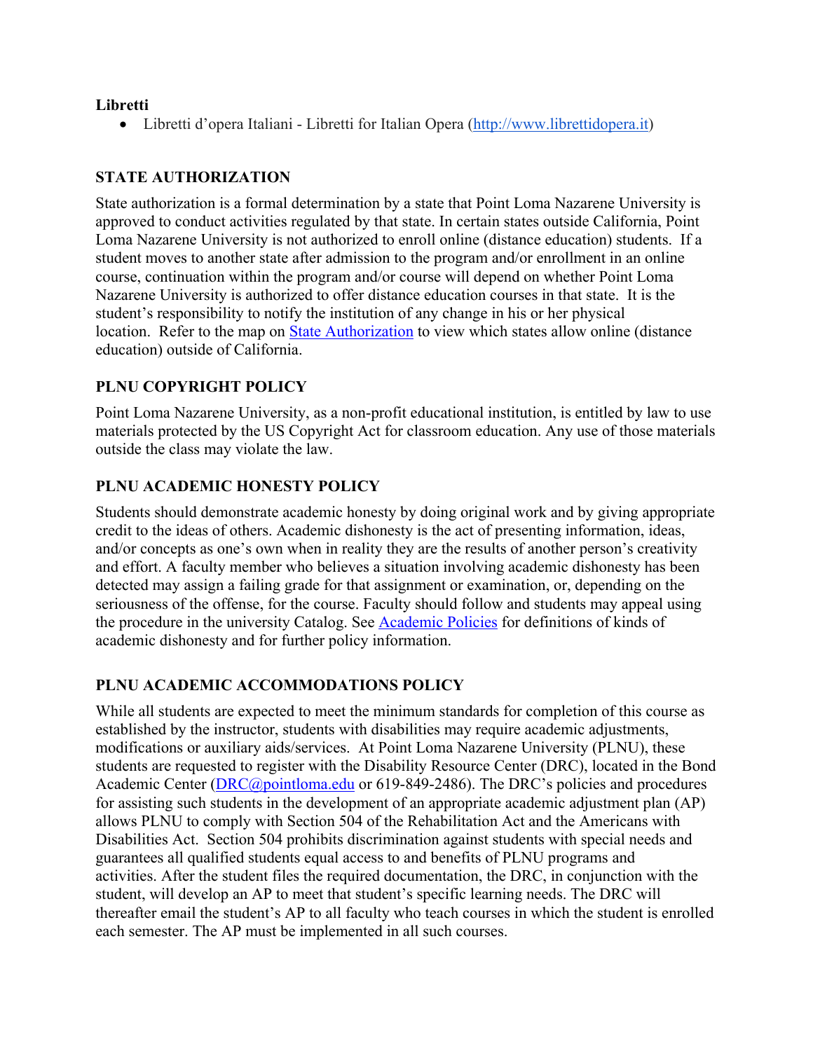**Libretti**

- Libretti d'opera Italiani - Libretti for Italian Opera ([http://www.librettidopera.it](http://www.librettidopera.it))

## STATE AUTHORIZATION

State authorization is a formal determination by a state that Point Loma Nazarene University is approved to conduct activities regulated by that state. In certain states outside California, Point Loma Nazarene University is not authorized to enroll online (distance education) students. If a student moves to another state after admission to the program and/or enrollment in an online course, continuation within the program and/or course will depend on whether Point Loma Nazarene University is authorized to offer distance education courses in that state. It is the student's responsibility to notify the institution of any change in his or her physical location. Refer to the map on [State Authorization]() to view which states allow online (distance education) outside of California.

## PLNU COPYRIGHT POLICY

Point Loma Nazarene University, as a non-profit educational institution, is entitled by law to use materials protected by the US Copyright Act for classroom education. Any use of those materials outside the class may violate the law.

## PLNU ACADEMIC HONESTY POLICY

Students should demonstrate academic honesty by doing original work and by giving appropriate credit to the ideas of others. Academic dishonesty is the act of presenting information, ideas, and/or concepts as one's own when in reality they are the results of another person's creativity and effort. A faculty member who believes a situation involving academic dishonesty has been detected may assign a failing grade for that assignment or examination, or, depending on the seriousness of the offense, for the course. Faculty should follow and students may appeal using the procedure in the university Catalog. See [Academic Policies]() for definitions of kinds of academic dishonesty and for further policy information.

## PLNU ACADEMIC ACCOMMODATIONS POLICY

While all students are expected to meet the minimum standards for completion of this course as established by the instructor, students with disabilities may require academic adjustments, modifications or auxiliary aids/services. At Point Loma Nazarene University (PLNU), these students are requested to register with the Disability Resource Center (DRC), located in the Bond Academic Center ([DRC@pointloma.edu](mailto:DRC@pointloma.edu) or 619-849-2486). The DRC's policies and procedures for assisting such students in the development of an appropriate academic adjustment plan (AP) allows PLNU to comply with Section 504 of the Rehabilitation Act and the Americans with Disabilities Act. Section 504 prohibits discrimination against students with special needs and guarantees all qualified students equal access to and benefits of PLNU programs and activities. After the student files the required documentation, the DRC, in conjunction with the student, will develop an AP to meet that student's specific learning needs. The DRC will thereafter email the student's AP to all faculty who teach courses in which the student is enrolled each semester. The AP must be implemented in all such courses.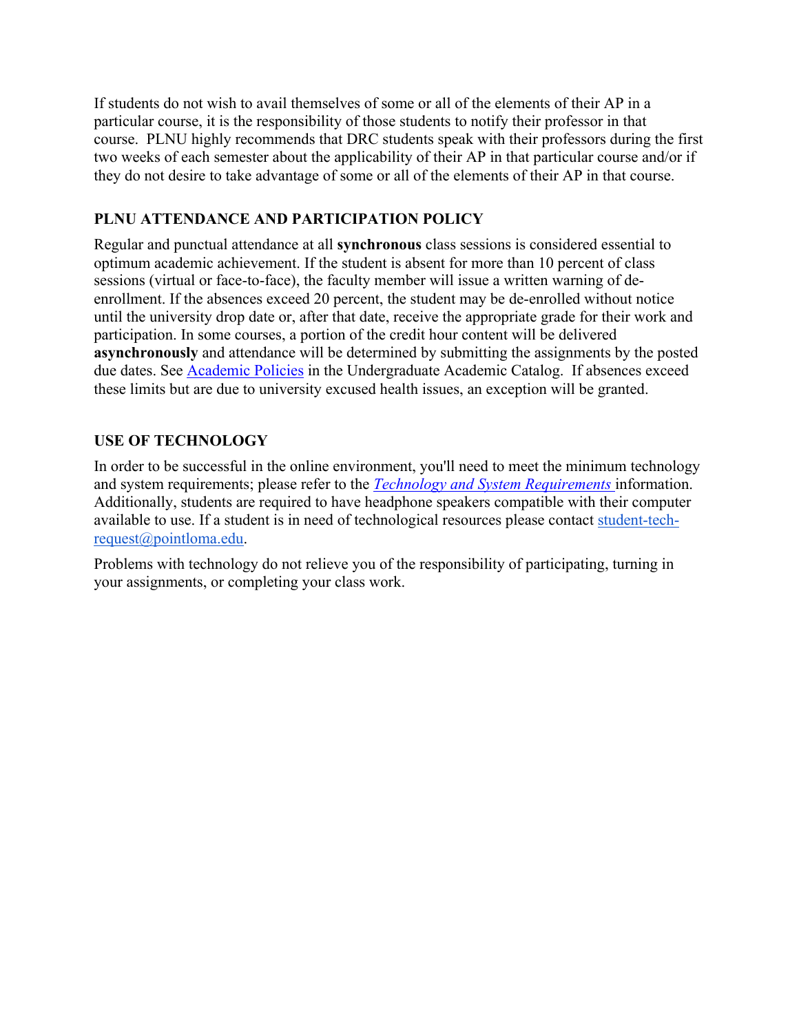If students do not wish to avail themselves of some or all of the elements of their AP in a particular course, it is the responsibility of those students to notify their professor in that course. PLNU highly recommends that DRC students speak with their professors during the first two weeks of each semester about the applicability of their AP in that particular course and/or if they do not desire to take advantage of some or all of the elements of their AP in that course.

## PLNU ATTENDANCE AND PARTICIPATION POLICY

Regular and punctual attendance at all **synchronous** class sessions is considered essential to optimum academic achievement. If the student is absent for more than 10 percent of class sessions (virtual or face-to-face), the faculty member will issue a written warning of de-enrollment. If the absences exceed 20 percent, the student may be de-enrolled without notice until the university drop date or, after that date, receive the appropriate grade for their work and participation. In some courses, a portion of the credit hour content will be delivered **asynchronously** and attendance will be determined by submitting the assignments by the posted due dates. See Academic Policies in the Undergraduate Academic Catalog. If absences exceed these limits but are due to university excused health issues, an exception will be granted.

## USE OF TECHNOLOGY

In order to be successful in the online environment, you'll need to meet the minimum technology and system requirements; please refer to the *Technology and System Requirements* information. Additionally, students are required to have headphone speakers compatible with their computer available to use. If a student is in need of technological resources please contact student-tech-request@pointloma.edu.

Problems with technology do not relieve you of the responsibility of participating, turning in your assignments, or completing your class work.